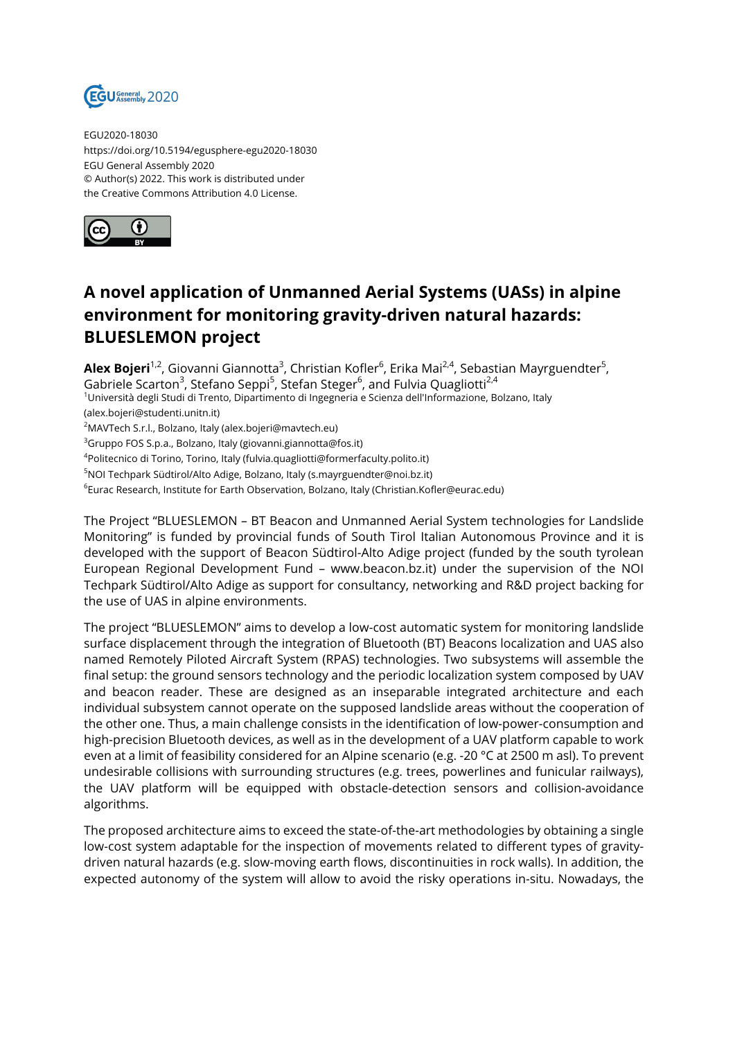EGU2020-18030
https://doi.org/10.5194/egusphere-egu2020-18030
EGU General Assembly 2020
© Author(s) 2022. This work is distributed under
the Creative Commons Attribution 4.0 License.

# A novel application of Unmanned Aerial Systems (UASs) in alpine environment for monitoring gravity-driven natural hazards: BLUESLEMON project

**Alex Bojeri**[1,2], Giovanni Giannotta[3], Christian Kofler[6], Erika Mai[2,4], Sebastian Mayrguendter[5], Gabriele Scarton[3], Stefano Seppi[5], Stefan Steger[6], and Fulvia Quagliotti[2,4]

[1]Università degli Studi di Trento, Dipartimento di Ingegneria e Scienza dell'Informazione, Bolzano, Italy (alex.bojeri@studenti.unitn.it)
[2]MAVTech S.r.l., Bolzano, Italy (alex.bojeri@mavtech.eu)
[3]Gruppo FOS S.p.a., Bolzano, Italy (giovanni.giannotta@fos.it)
[4]Politecnico di Torino, Torino, Italy (fulvia.quagliotti@formerfaculty.polito.it)
[5]NOI Techpark Südtirol/Alto Adige, Bolzano, Italy (s.mayrguendter@noi.bz.it)
[6]Eurac Research, Institute for Earth Observation, Bolzano, Italy (Christian.Kofler@eurac.edu)

The Project "BLUESLEMON – BT Beacon and Unmanned Aerial System technologies for Landslide Monitoring" is funded by provincial funds of South Tirol Italian Autonomous Province and it is developed with the support of Beacon Südtirol-Alto Adige project (funded by the south tyrolean European Regional Development Fund – www.beacon.bz.it) under the supervision of the NOI Techpark Südtirol/Alto Adige as support for consultancy, networking and R&D project backing for the use of UAS in alpine environments.

The project "BLUESLEMON" aims to develop a low-cost automatic system for monitoring landslide surface displacement through the integration of Bluetooth (BT) Beacons localization and UAS also named Remotely Piloted Aircraft System (RPAS) technologies. Two subsystems will assemble the final setup: the ground sensors technology and the periodic localization system composed by UAV and beacon reader. These are designed as an inseparable integrated architecture and each individual subsystem cannot operate on the supposed landslide areas without the cooperation of the other one. Thus, a main challenge consists in the identification of low-power-consumption and high-precision Bluetooth devices, as well as in the development of a UAV platform capable to work even at a limit of feasibility considered for an Alpine scenario (e.g. -20 °C at 2500 m asl). To prevent undesirable collisions with surrounding structures (e.g. trees, powerlines and funicular railways), the UAV platform will be equipped with obstacle-detection sensors and collision-avoidance algorithms.

The proposed architecture aims to exceed the state-of-the-art methodologies by obtaining a single low-cost system adaptable for the inspection of movements related to different types of gravity-driven natural hazards (e.g. slow-moving earth flows, discontinuities in rock walls). In addition, the expected autonomy of the system will allow to avoid the risky operations in-situ. Nowadays, the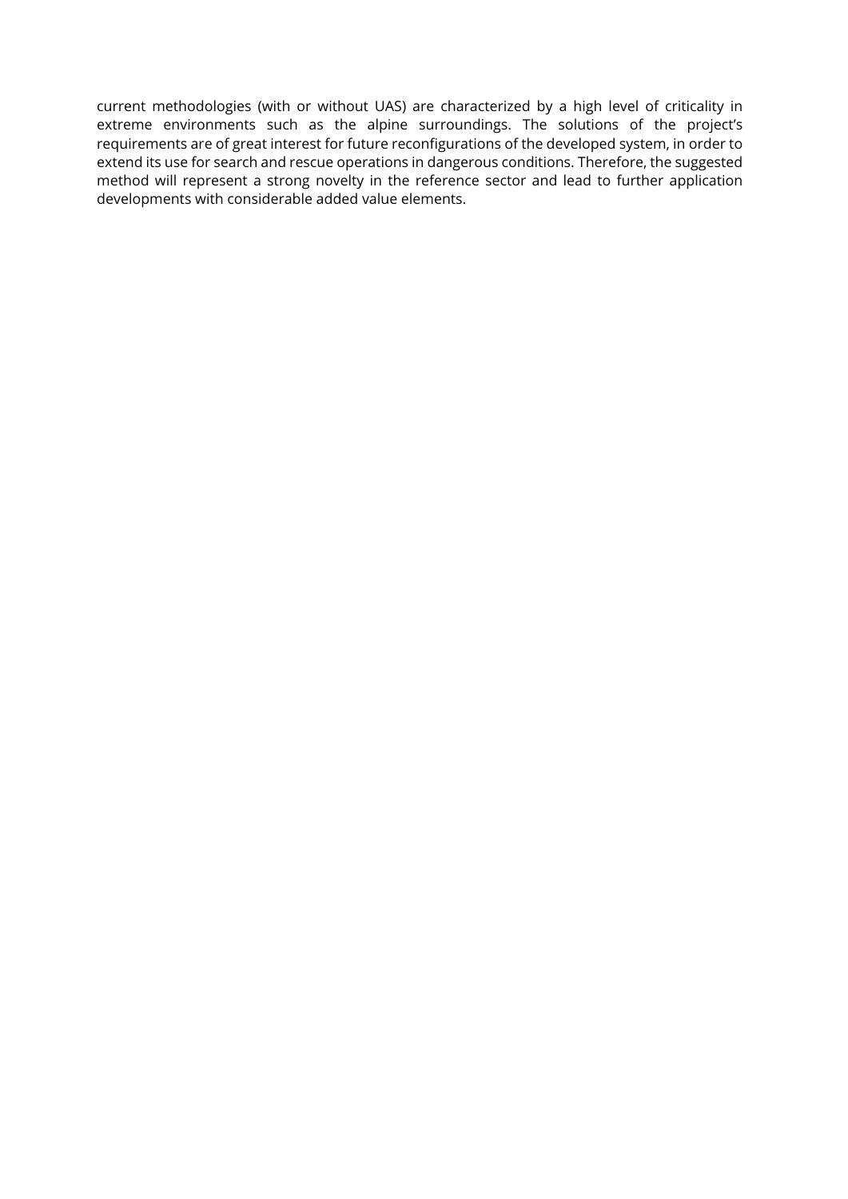current methodologies (with or without UAS) are characterized by a high level of criticality in extreme environments such as the alpine surroundings. The solutions of the project's requirements are of great interest for future reconfigurations of the developed system, in order to extend its use for search and rescue operations in dangerous conditions. Therefore, the suggested method will represent a strong novelty in the reference sector and lead to further application developments with considerable added value elements.